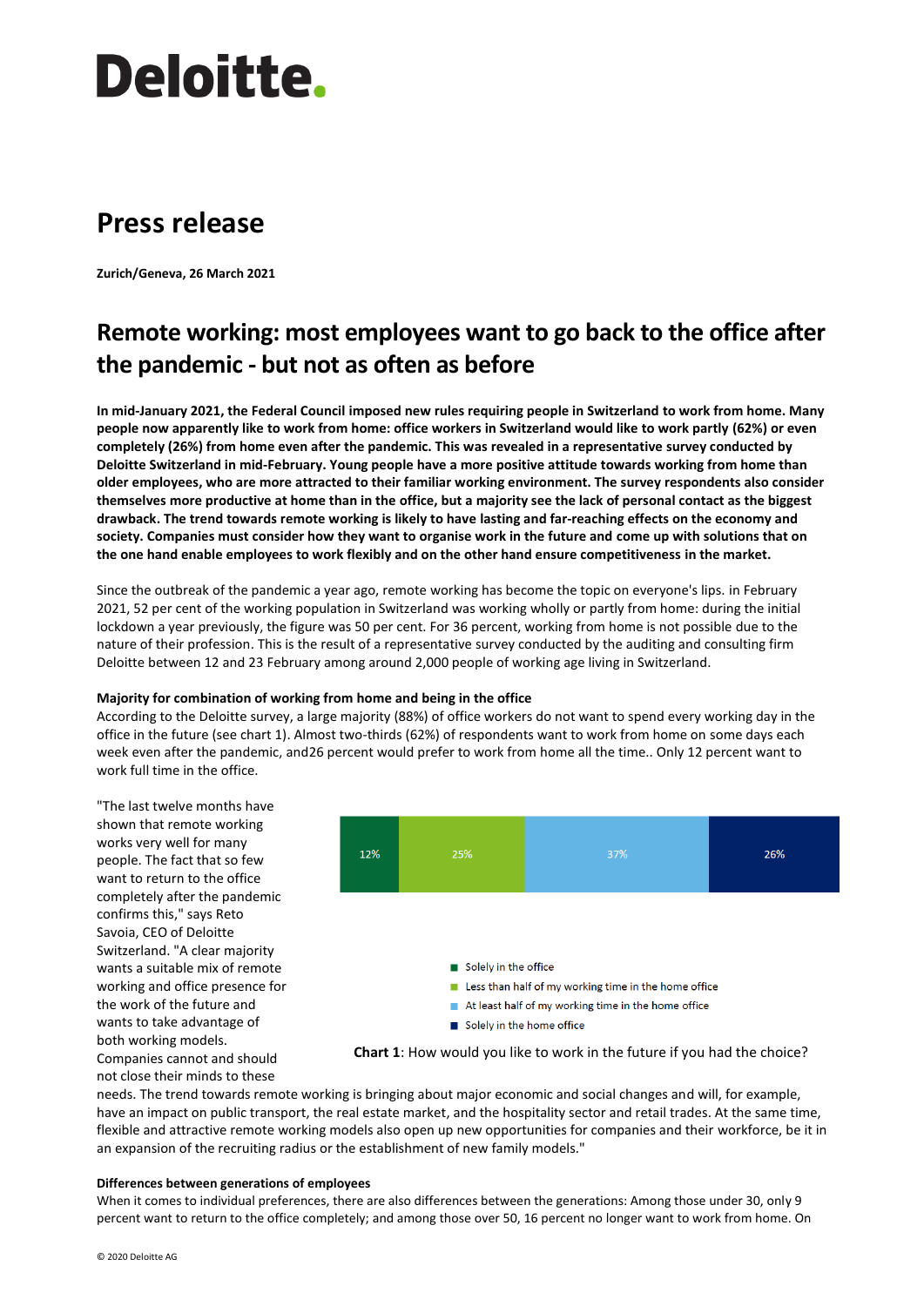Deloitte.

# Press release

**Zurich/Geneva, 26 March 2021**

## Remote working: most employees want to go back to the office after the pandemic - but not as often as before

**In mid-January 2021, the Federal Council imposed new rules requiring people in Switzerland to work from home. Many people now apparently like to work from home: office workers in Switzerland would like to work partly (62%) or even completely (26%) from home even after the pandemic. This was revealed in a representative survey conducted by Deloitte Switzerland in mid-February. Young people have a more positive attitude towards working from home than older employees, who are more attracted to their familiar working environment. The survey respondents also consider themselves more productive at home than in the office, but a majority see the lack of personal contact as the biggest drawback. The trend towards remote working is likely to have lasting and far-reaching effects on the economy and society. Companies must consider how they want to organise work in the future and come up with solutions that on the one hand enable employees to work flexibly and on the other hand ensure competitiveness in the market.**

Since the outbreak of the pandemic a year ago, remote working has become the topic on everyone's lips. in February 2021, 52 per cent of the working population in Switzerland was working wholly or partly from home: during the initial lockdown a year previously, the figure was 50 per cent. For 36 percent, working from home is not possible due to the nature of their profession. This is the result of a representative survey conducted by the auditing and consulting firm Deloitte between 12 and 23 February among around 2,000 people of working age living in Switzerland.

**Majority for combination of working from home and being in the office**

According to the Deloitte survey, a large majority (88%) of office workers do not want to spend every working day in the office in the future (see chart 1). Almost two-thirds (62%) of respondents want to work from home on some days each week even after the pandemic, and26 percent would prefer to work from home all the time.. Only 12 percent want to work full time in the office.

"The last twelve months have shown that remote working works very well for many people. The fact that so few want to return to the office completely after the pandemic confirms this," says Reto Savoia, CEO of Deloitte Switzerland. "A clear majority wants a suitable mix of remote working and office presence for the work of the future and wants to take advantage of both working models. Companies cannot and should not close their minds to these needs. The trend towards remote working is bringing about major economic and social changes and will, for example, have an impact on public transport, the real estate market, and the hospitality sector and retail trades. At the same time, flexible and attractive remote working models also open up new opportunities for companies and their workforce, be it in an expansion of the recruiting radius or the establishment of new family models."

| Solely in the office | Less than half of my working time in the home office | At least half of my working time in the home office | Solely in the home office |
|---|---|---|---|
| 12% | 25% | 37% | 26% |

**Chart 1**: How would you like to work in the future if you had the choice?

**Differences between generations of employees**

When it comes to individual preferences, there are also differences between the generations: Among those under 30, only 9 percent want to return to the office completely; and among those over 50, 16 percent no longer want to work from home. On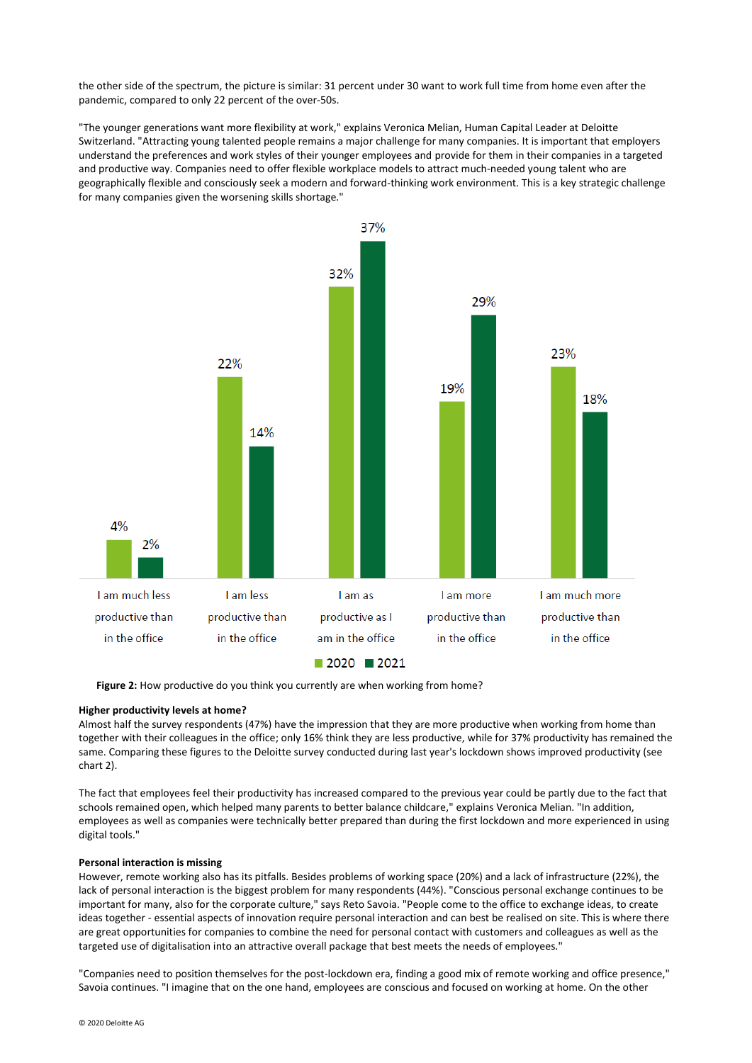the other side of the spectrum, the picture is similar: 31 percent under 30 want to work full time from home even after the pandemic, compared to only 22 percent of the over-50s.

"The younger generations want more flexibility at work," explains Veronica Melian, Human Capital Leader at Deloitte Switzerland. "Attracting young talented people remains a major challenge for many companies. It is important that employers understand the preferences and work styles of their younger employees and provide for them in their companies in a targeted and productive way. Companies need to offer flexible workplace models to attract much-needed young talent who are geographically flexible and consciously seek a modern and forward-thinking work environment. This is a key strategic challenge for many companies given the worsening skills shortage."

| | 2020 | 2021 |
|---|---|---|
| I am much less productive than in the office | 4% | 2% |
| I am less productive than in the office | 22% | 14% |
| I am as productive as I am in the office | 32% | 37% |
| I am more productive than in the office | 19% | 29% |
| I am much more productive than in the office | 23% | 18% |

**Figure 2:** How productive do you think you currently are when working from home?

**Higher productivity levels at home?**
Almost half the survey respondents (47%) have the impression that they are more productive when working from home than together with their colleagues in the office; only 16% think they are less productive, while for 37% productivity has remained the same. Comparing these figures to the Deloitte survey conducted during last year's lockdown shows improved productivity (see chart 2).

The fact that employees feel their productivity has increased compared to the previous year could be partly due to the fact that schools remained open, which helped many parents to better balance childcare," explains Veronica Melian. "In addition, employees as well as companies were technically better prepared than during the first lockdown and more experienced in using digital tools."

**Personal interaction is missing**
However, remote working also has its pitfalls. Besides problems of working space (20%) and a lack of infrastructure (22%), the lack of personal interaction is the biggest problem for many respondents (44%). "Conscious personal exchange continues to be important for many, also for the corporate culture," says Reto Savoia. "People come to the office to exchange ideas, to create ideas together - essential aspects of innovation require personal interaction and can best be realised on site. This is where there are great opportunities for companies to combine the need for personal contact with customers and colleagues as well as the targeted use of digitalisation into an attractive overall package that best meets the needs of employees."

"Companies need to position themselves for the post-lockdown era, finding a good mix of remote working and office presence," Savoia continues. "I imagine that on the one hand, employees are conscious and focused on working at home. On the other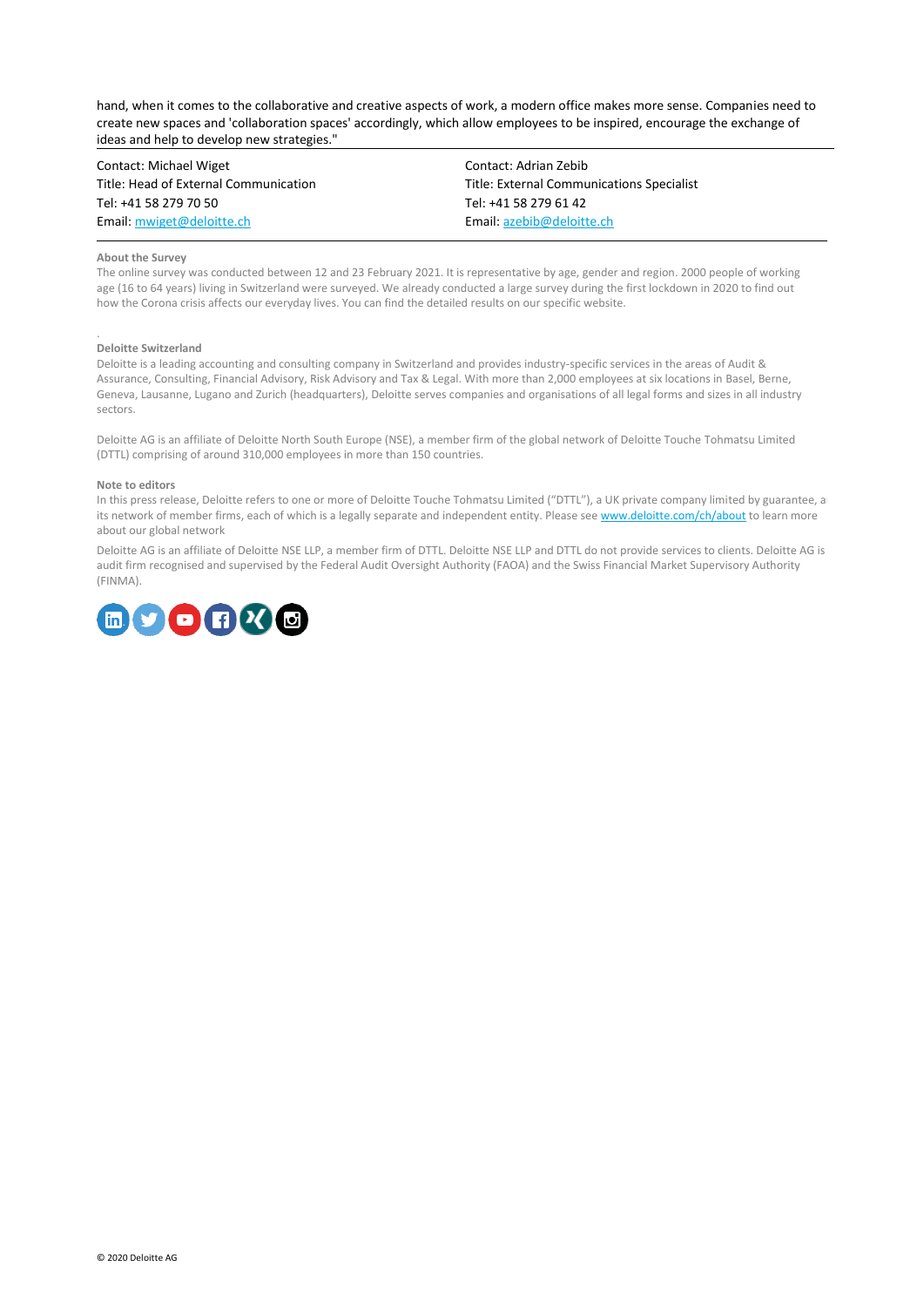hand, when it comes to the collaborative and creative aspects of work, a modern office makes more sense. Companies need to create new spaces and 'collaboration spaces' accordingly, which allow employees to be inspired, encourage the exchange of ideas and help to develop new strategies."

Contact: Michael Wiget
Title: Head of External Communication
Tel: +41 58 279 70 50
Email: mwiget@deloitte.ch

Contact: Adrian Zebib
Title: External Communications Specialist
Tel: +41 58 279 61 42
Email: azebib@deloitte.ch

**About the Survey**

The online survey was conducted between 12 and 23 February 2021. It is representative by age, gender and region. 2000 people of working age (16 to 64 years) living in Switzerland were surveyed. We already conducted a large survey during the first lockdown in 2020 to find out how the Corona crisis affects our everyday lives. You can find the detailed results on our specific website.

**Deloitte Switzerland**

Deloitte is a leading accounting and consulting company in Switzerland and provides industry-specific services in the areas of Audit & Assurance, Consulting, Financial Advisory, Risk Advisory and Tax & Legal. With more than 2,000 employees at six locations in Basel, Berne, Geneva, Lausanne, Lugano and Zurich (headquarters), Deloitte serves companies and organisations of all legal forms and sizes in all industry sectors.

Deloitte AG is an affiliate of Deloitte North South Europe (NSE), a member firm of the global network of Deloitte Touche Tohmatsu Limited (DTTL) comprising of around 310,000 employees in more than 150 countries.

**Note to editors**

In this press release, Deloitte refers to one or more of Deloitte Touche Tohmatsu Limited ("DTTL"), a UK private company limited by guarantee, a its network of member firms, each of which is a legally separate and independent entity. Please see www.deloitte.com/ch/about to learn more about our global network

Deloitte AG is an affiliate of Deloitte NSE LLP, a member firm of DTTL. Deloitte NSE LLP and DTTL do not provide services to clients. Deloitte AG is audit firm recognised and supervised by the Federal Audit Oversight Authority (FAOA) and the Swiss Financial Market Supervisory Authority (FINMA).

© 2020 Deloitte AG